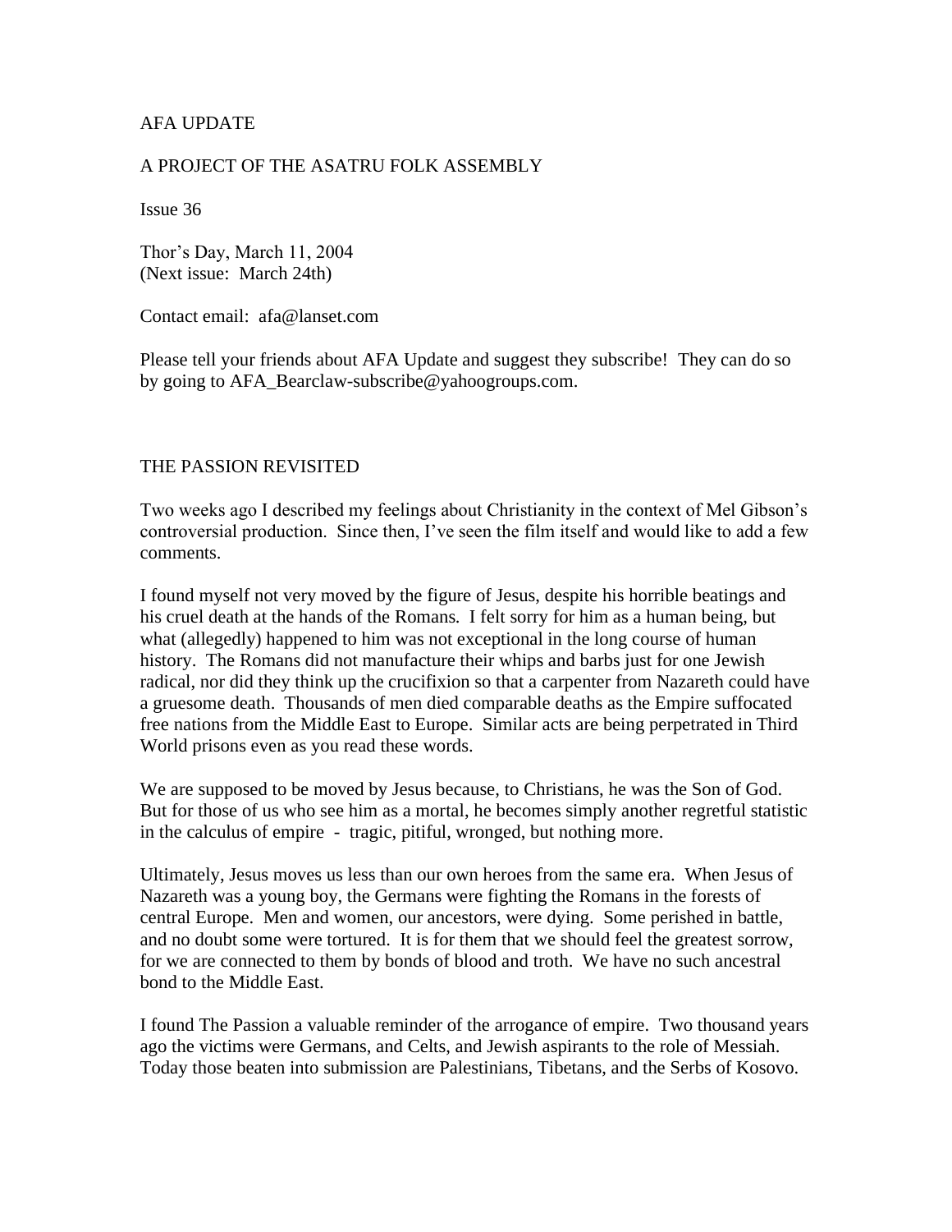AFA UPDATE

A PROJECT OF THE ASATRU FOLK ASSEMBLY

Issue 36

Thor's Day, March 11, 2004
(Next issue: March 24th)

Contact email: afa@lanset.com

Please tell your friends about AFA Update and suggest they subscribe! They can do so by going to AFA_Bearclaw-subscribe@yahoogroups.com.

## THE PASSION REVISITED

Two weeks ago I described my feelings about Christianity in the context of Mel Gibson's controversial production. Since then, I've seen the film itself and would like to add a few comments.

I found myself not very moved by the figure of Jesus, despite his horrible beatings and his cruel death at the hands of the Romans. I felt sorry for him as a human being, but what (allegedly) happened to him was not exceptional in the long course of human history. The Romans did not manufacture their whips and barbs just for one Jewish radical, nor did they think up the crucifixion so that a carpenter from Nazareth could have a gruesome death. Thousands of men died comparable deaths as the Empire suffocated free nations from the Middle East to Europe. Similar acts are being perpetrated in Third World prisons even as you read these words.

We are supposed to be moved by Jesus because, to Christians, he was the Son of God. But for those of us who see him as a mortal, he becomes simply another regretful statistic in the calculus of empire - tragic, pitiful, wronged, but nothing more.

Ultimately, Jesus moves us less than our own heroes from the same era. When Jesus of Nazareth was a young boy, the Germans were fighting the Romans in the forests of central Europe. Men and women, our ancestors, were dying. Some perished in battle, and no doubt some were tortured. It is for them that we should feel the greatest sorrow, for we are connected to them by bonds of blood and troth. We have no such ancestral bond to the Middle East.

I found The Passion a valuable reminder of the arrogance of empire. Two thousand years ago the victims were Germans, and Celts, and Jewish aspirants to the role of Messiah. Today those beaten into submission are Palestinians, Tibetans, and the Serbs of Kosovo.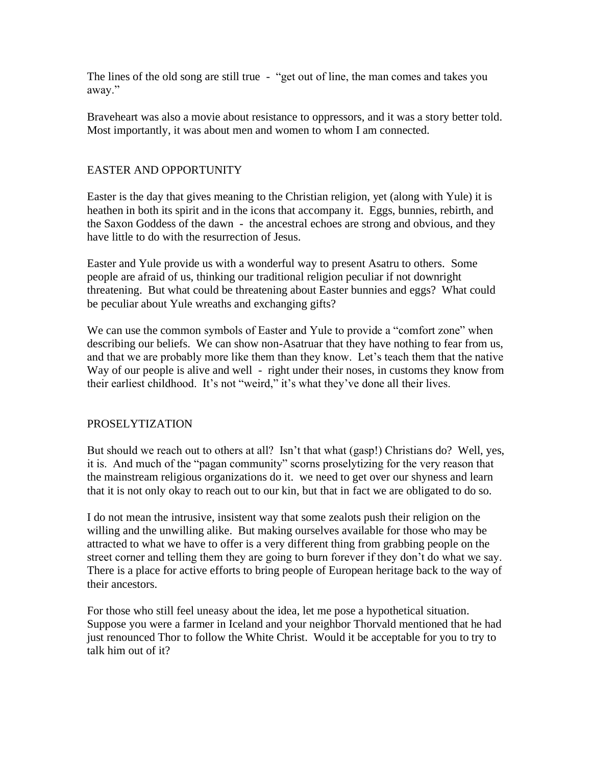The lines of the old song are still true - "get out of line, the man comes and takes you away."

Braveheart was also a movie about resistance to oppressors, and it was a story better told. Most importantly, it was about men and women to whom I am connected.

## EASTER AND OPPORTUNITY

Easter is the day that gives meaning to the Christian religion, yet (along with Yule) it is heathen in both its spirit and in the icons that accompany it. Eggs, bunnies, rebirth, and the Saxon Goddess of the dawn - the ancestral echoes are strong and obvious, and they have little to do with the resurrection of Jesus.

Easter and Yule provide us with a wonderful way to present Asatru to others. Some people are afraid of us, thinking our traditional religion peculiar if not downright threatening. But what could be threatening about Easter bunnies and eggs? What could be peculiar about Yule wreaths and exchanging gifts?

We can use the common symbols of Easter and Yule to provide a "comfort zone" when describing our beliefs. We can show non-Asatruar that they have nothing to fear from us, and that we are probably more like them than they know. Let's teach them that the native Way of our people is alive and well - right under their noses, in customs they know from their earliest childhood. It's not "weird," it's what they've done all their lives.

## PROSELYTIZATION

But should we reach out to others at all? Isn't that what (gasp!) Christians do? Well, yes, it is. And much of the "pagan community" scorns proselytizing for the very reason that the mainstream religious organizations do it. we need to get over our shyness and learn that it is not only okay to reach out to our kin, but that in fact we are obligated to do so.

I do not mean the intrusive, insistent way that some zealots push their religion on the willing and the unwilling alike. But making ourselves available for those who may be attracted to what we have to offer is a very different thing from grabbing people on the street corner and telling them they are going to burn forever if they don't do what we say. There is a place for active efforts to bring people of European heritage back to the way of their ancestors.

For those who still feel uneasy about the idea, let me pose a hypothetical situation. Suppose you were a farmer in Iceland and your neighbor Thorvald mentioned that he had just renounced Thor to follow the White Christ. Would it be acceptable for you to try to talk him out of it?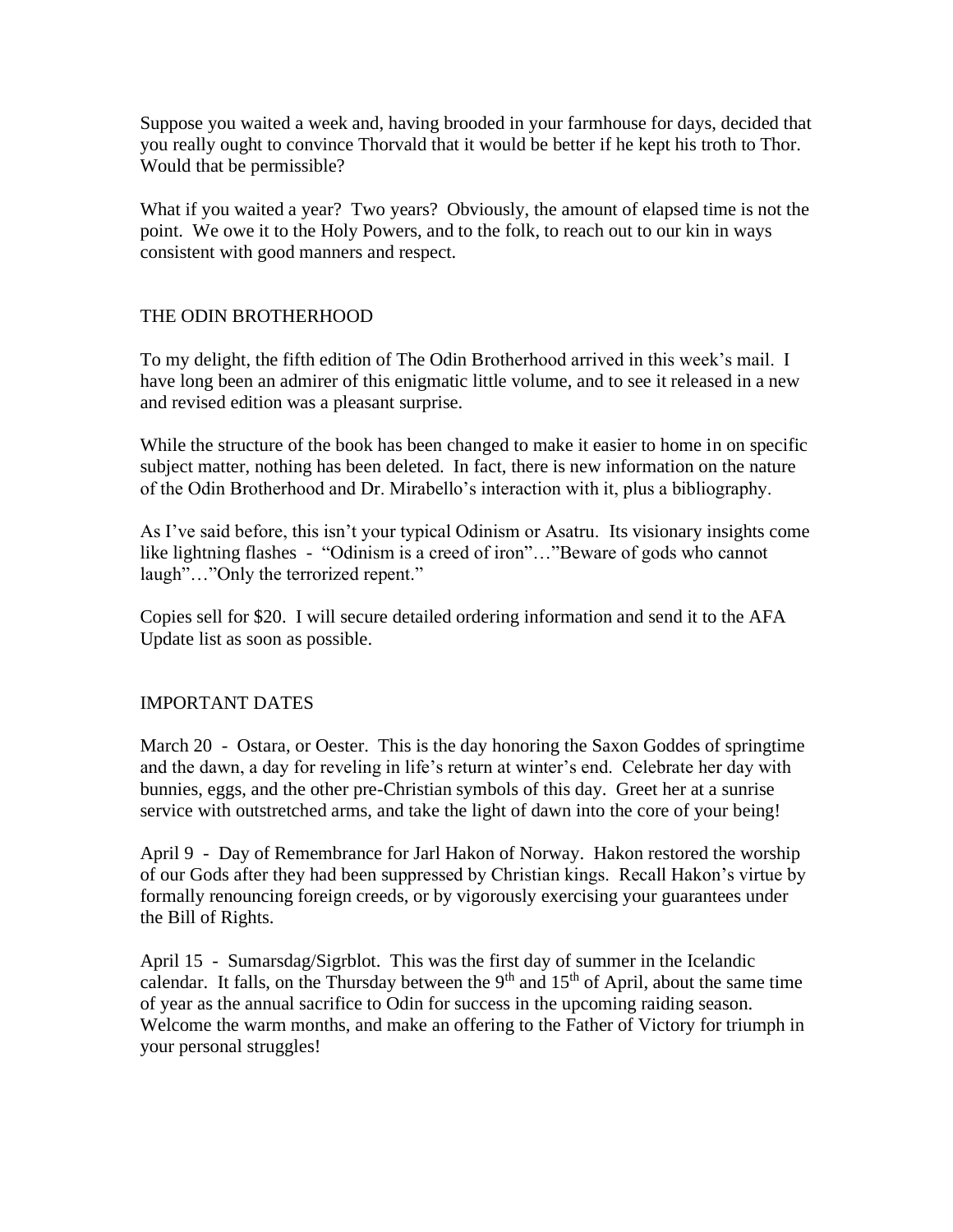Suppose you waited a week and, having brooded in your farmhouse for days, decided that you really ought to convince Thorvald that it would be better if he kept his troth to Thor. Would that be permissible?

What if you waited a year? Two years? Obviously, the amount of elapsed time is not the point. We owe it to the Holy Powers, and to the folk, to reach out to our kin in ways consistent with good manners and respect.

## THE ODIN BROTHERHOOD

To my delight, the fifth edition of The Odin Brotherhood arrived in this week's mail. I have long been an admirer of this enigmatic little volume, and to see it released in a new and revised edition was a pleasant surprise.

While the structure of the book has been changed to make it easier to home in on specific subject matter, nothing has been deleted. In fact, there is new information on the nature of the Odin Brotherhood and Dr. Mirabello's interaction with it, plus a bibliography.

As I've said before, this isn't your typical Odinism or Asatru. Its visionary insights come like lightning flashes - "Odinism is a creed of iron"…"Beware of gods who cannot laugh"…"Only the terrorized repent."

Copies sell for $20. I will secure detailed ordering information and send it to the AFA Update list as soon as possible.

## IMPORTANT DATES

March 20 - Ostara, or Oester. This is the day honoring the Saxon Goddes of springtime and the dawn, a day for reveling in life's return at winter's end. Celebrate her day with bunnies, eggs, and the other pre-Christian symbols of this day. Greet her at a sunrise service with outstretched arms, and take the light of dawn into the core of your being!

April 9 - Day of Remembrance for Jarl Hakon of Norway. Hakon restored the worship of our Gods after they had been suppressed by Christian kings. Recall Hakon's virtue by formally renouncing foreign creeds, or by vigorously exercising your guarantees under the Bill of Rights.

April 15 - Sumarsdag/Sigrblot. This was the first day of summer in the Icelandic calendar. It falls, on the Thursday between the 9th and 15th of April, about the same time of year as the annual sacrifice to Odin for success in the upcoming raiding season. Welcome the warm months, and make an offering to the Father of Victory for triumph in your personal struggles!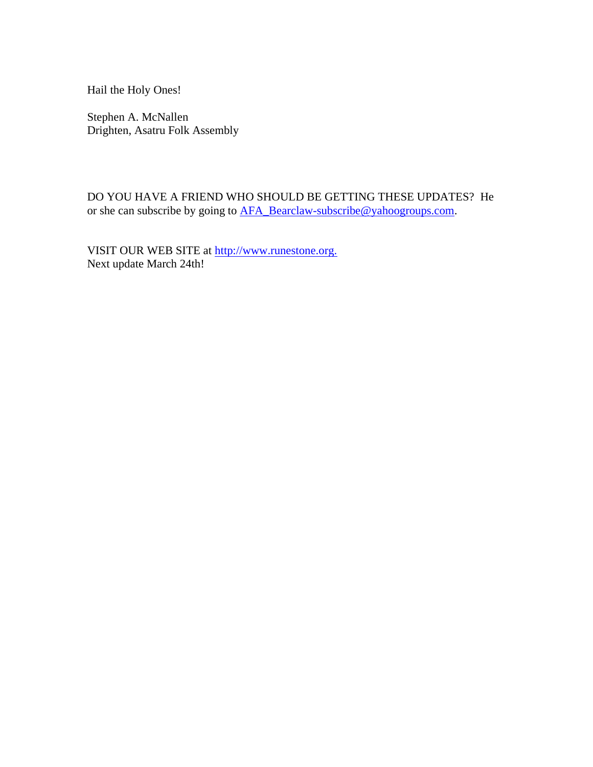Hail the Holy Ones!

Stephen A. McNallen
Drighten, Asatru Folk Assembly

DO YOU HAVE A FRIEND WHO SHOULD BE GETTING THESE UPDATES? He or she can subscribe by going to AFA_Bearclaw-subscribe@yahoogroups.com.

VISIT OUR WEB SITE at http://www.runestone.org.
Next update March 24th!